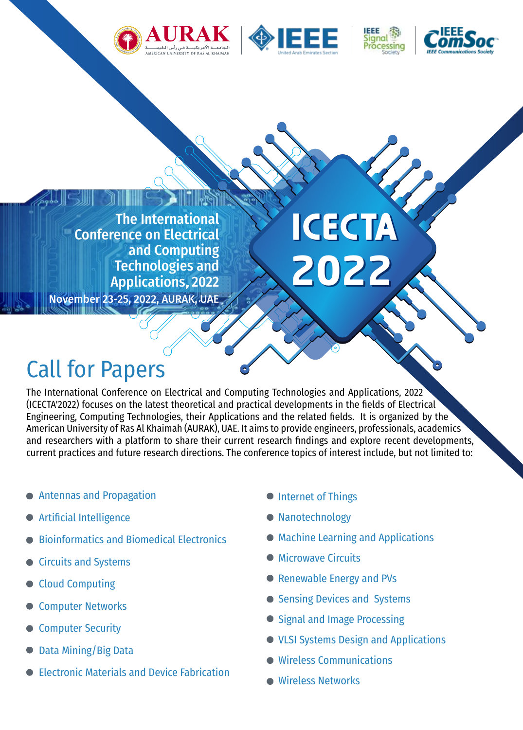AURAK — الجامعة الأمريكية في رأس الخيمة — AMERICAN UNIVERSITY OF RAS AL KHAIMAH | IEEE United Arab Emirates Section | IEEE Signal Processing Society | IEEE ComSoc IEEE Communications Society

The International Conference on Electrical and Computing Technologies and Applications, 2022

November 23-25, 2022, AURAK, UAE

# ICECTA 2022

## Call for Papers

The International Conference on Electrical and Computing Technologies and Applications, 2022 (ICECTA'2022) focuses on the latest theoretical and practical developments in the fields of Electrical Engineering, Computing Technologies, their Applications and the related fields. It is organized by the American University of Ras Al Khaimah (AURAK), UAE. It aims to provide engineers, professionals, academics and researchers with a platform to share their current research findings and explore recent developments, current practices and future research directions. The conference topics of interest include, but not limited to:

- Antennas and Propagation
- Artificial Intelligence
- Bioinformatics and Biomedical Electronics
- Circuits and Systems
- Cloud Computing
- Computer Networks
- Computer Security
- Data Mining/Big Data
- Electronic Materials and Device Fabrication
- Internet of Things
- Nanotechnology
- Machine Learning and Applications
- Microwave Circuits
- Renewable Energy and PVs
- Sensing Devices and Systems
- Signal and Image Processing
- VLSI Systems Design and Applications
- Wireless Communications
- Wireless Networks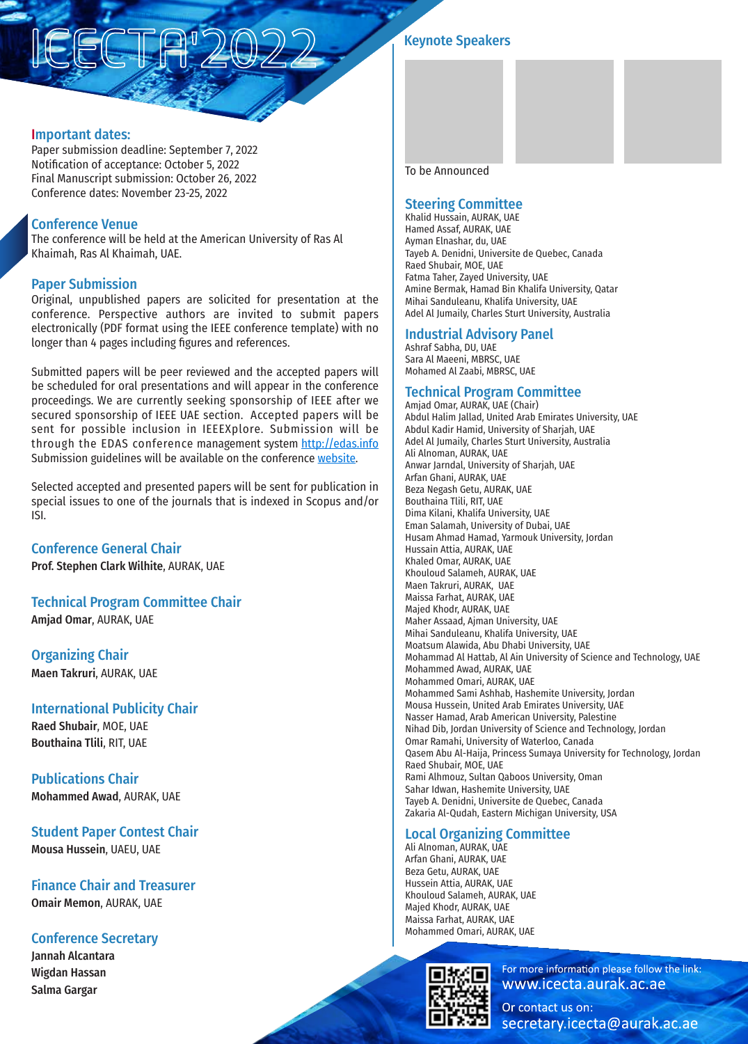# ICECTA'2022

## Important dates:

Paper submission deadline: September 7, 2022
Notification of acceptance: October 5, 2022
Final Manuscript submission: October 26, 2022
Conference dates: November 23-25, 2022

## Conference Venue

The conference will be held at the American University of Ras Al Khaimah, Ras Al Khaimah, UAE.

## Paper Submission

Original, unpublished papers are solicited for presentation at the conference. Perspective authors are invited to submit papers electronically (PDF format using the IEEE conference template) with no longer than 4 pages including figures and references.

Submitted papers will be peer reviewed and the accepted papers will be scheduled for oral presentations and will appear in the conference proceedings. We are currently seeking sponsorship of IEEE after we secured sponsorship of IEEE UAE section. Accepted papers will be sent for possible inclusion in IEEEXplore. Submission will be through the EDAS conference management system http://edas.info
Submission guidelines will be available on the conference website.

Selected accepted and presented papers will be sent for publication in special issues to one of the journals that is indexed in Scopus and/or ISI.

## Conference General Chair

**Prof. Stephen Clark Wilhite**, AURAK, UAE

## Technical Program Committee Chair

**Amjad Omar**, AURAK, UAE

## Organizing Chair

**Maen Takruri**, AURAK, UAE

## International Publicity Chair

**Raed Shubair**, MOE, UAE
**Bouthaina Tlili**, RIT, UAE

## Publications Chair

**Mohammed Awad**, AURAK, UAE

## Student Paper Contest Chair

**Mousa Hussein**, UAEU, UAE

## Finance Chair and Treasurer

**Omair Memon**, AURAK, UAE

## Conference Secretary

**Jannah Alcantara**
**Wigdan Hassan**
**Salma Gargar**

## Keynote Speakers

To be Announced

## Steering Committee

Khalid Hussain, AURAK, UAE
Hamed Assaf, AURAK, UAE
Ayman Elnashar, du, UAE
Tayeb A. Denidni, Universite de Quebec, Canada
Raed Shubair, MOE, UAE
Fatma Taher, Zayed University, UAE
Amine Bermak, Hamad Bin Khalifa University, Qatar
Mihai Sanduleanu, Khalifa University, UAE
Adel Al Jumaily, Charles Sturt University, Australia

## Industrial Advisory Panel

Ashraf Sabha, DU, UAE
Sara Al Maeeni, MBRSC, UAE
Mohamed Al Zaabi, MBRSC, UAE

## Technical Program Committee

Amjad Omar, AURAK, UAE (Chair)
Abdul Halim Jallad, United Arab Emirates University, UAE
Abdul Kadir Hamid, University of Sharjah, UAE
Adel Al Jumaily, Charles Sturt University, Australia
Ali Alnoman, AURAK, UAE
Anwar Jarndal, University of Sharjah, UAE
Arfan Ghani, AURAK, UAE
Beza Negash Getu, AURAK, UAE
Bouthaina Tlili, RIT, UAE
Dima Kilani, Khalifa University, UAE
Eman Salamah, University of Dubai, UAE
Husam Ahmad Hamad, Yarmouk University, Jordan
Hussain Attia, AURAK, UAE
Khaled Omar, AURAK, UAE
Khouloud Salameh, AURAK, UAE
Maen Takruri, AURAK, UAE
Maissa Farhat, AURAK, UAE
Majed Khodr, AURAK, UAE
Maher Assaad, Ajman University, UAE
Mihai Sanduleanu, Khalifa University, UAE
Moatsum Alawida, Abu Dhabi University, UAE
Mohammad Al Hattab, Al Ain University of Science and Technology, UAE
Mohammed Awad, AURAK, UAE
Mohammed Omari, AURAK, UAE
Mohammed Sami Ashhab, Hashemite University, Jordan
Mousa Hussein, United Arab Emirates University, UAE
Nasser Hamad, Arab American University, Palestine
Nihad Dib, Jordan University of Science and Technology, Jordan
Omar Ramahi, University of Waterloo, Canada
Qasem Abu Al-Haija, Princess Sumaya University for Technology, Jordan
Raed Shubair, MOE, UAE
Rami Alhmouz, Sultan Qaboos University, Oman
Sahar Idwan, Hashemite University, UAE
Tayeb A. Denidni, Universite de Quebec, Canada
Zakaria Al-Qudah, Eastern Michigan University, USA

## Local Organizing Committee

Ali Alnoman, AURAK, UAE
Arfan Ghani, AURAK, UAE
Beza Getu, AURAK, UAE
Hussein Attia, AURAK, UAE
Khouloud Salameh, AURAK, UAE
Majed Khodr, AURAK, UAE
Maissa Farhat, AURAK, UAE
Mohammed Omari, AURAK, UAE

For more information please follow the link:
www.icecta.aurak.ac.ae

Or contact us on:
secretary.icecta@aurak.ac.ae